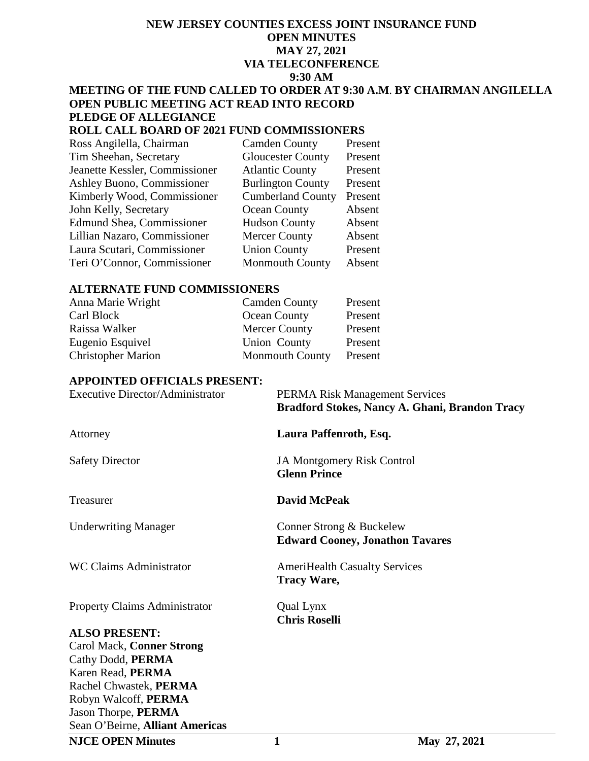# NEW JERSEY COUNTIES EXCESS JOINT INSURANCE FUND
## OPEN MINUTES
## MAY 27, 2021
## VIA TELECONFERENCE
## 9:30 AM

**MEETING OF THE FUND CALLED TO ORDER AT 9:30 A.M. BY CHAIRMAN ANGILELLA**
**OPEN PUBLIC MEETING ACT READ INTO RECORD**
**PLEDGE OF ALLEGIANCE**
**ROLL CALL BOARD OF 2021 FUND COMMISSIONERS**

| | | |
|---|---|---|
| Ross Angilella, Chairman | Camden County | Present |
| Tim Sheehan, Secretary | Gloucester County | Present |
| Jeanette Kessler, Commissioner | Atlantic County | Present |
| Ashley Buono, Commissioner | Burlington County | Present |
| Kimberly Wood, Commissioner | Cumberland County | Present |
| John Kelly, Secretary | Ocean County | Absent |
| Edmund Shea, Commissioner | Hudson County | Absent |
| Lillian Nazaro, Commissioner | Mercer County | Absent |
| Laura Scutari, Commissioner | Union County | Present |
| Teri O'Connor, Commissioner | Monmouth County | Absent |

**ALTERNATE FUND COMMISSIONERS**

| | | |
|---|---|---|
| Anna Marie Wright | Camden County | Present |
| Carl Block | Ocean County | Present |
| Raissa Walker | Mercer County | Present |
| Eugenio Esquivel | Union County | Present |
| Christopher Marion | Monmouth County | Present |

**APPOINTED OFFICIALS PRESENT:**

| | |
|---|---|
| Executive Director/Administrator | PERMA Risk Management Services<br>**Bradford Stokes, Nancy A. Ghani, Brandon Tracy** |
| Attorney | **Laura Paffenroth, Esq.** |
| Safety Director | JA Montgomery Risk Control<br>**Glenn Prince** |
| Treasurer | **David McPeak** |
| Underwriting Manager | Conner Strong & Buckelew<br>**Edward Cooney, Jonathon Tavares** |
| WC Claims Administrator | AmeriHealth Casualty Services<br>**Tracy Ware,** |
| Property Claims Administrator | Qual Lynx<br>**Chris Roselli** |

**ALSO PRESENT:**
Carol Mack, **Conner Strong**
Cathy Dodd, **PERMA**
Karen Read, **PERMA**
Rachel Chwastek, **PERMA**
Robyn Walcoff, **PERMA**
Jason Thorpe, **PERMA**
Sean O'Beirne, **Alliant Americas**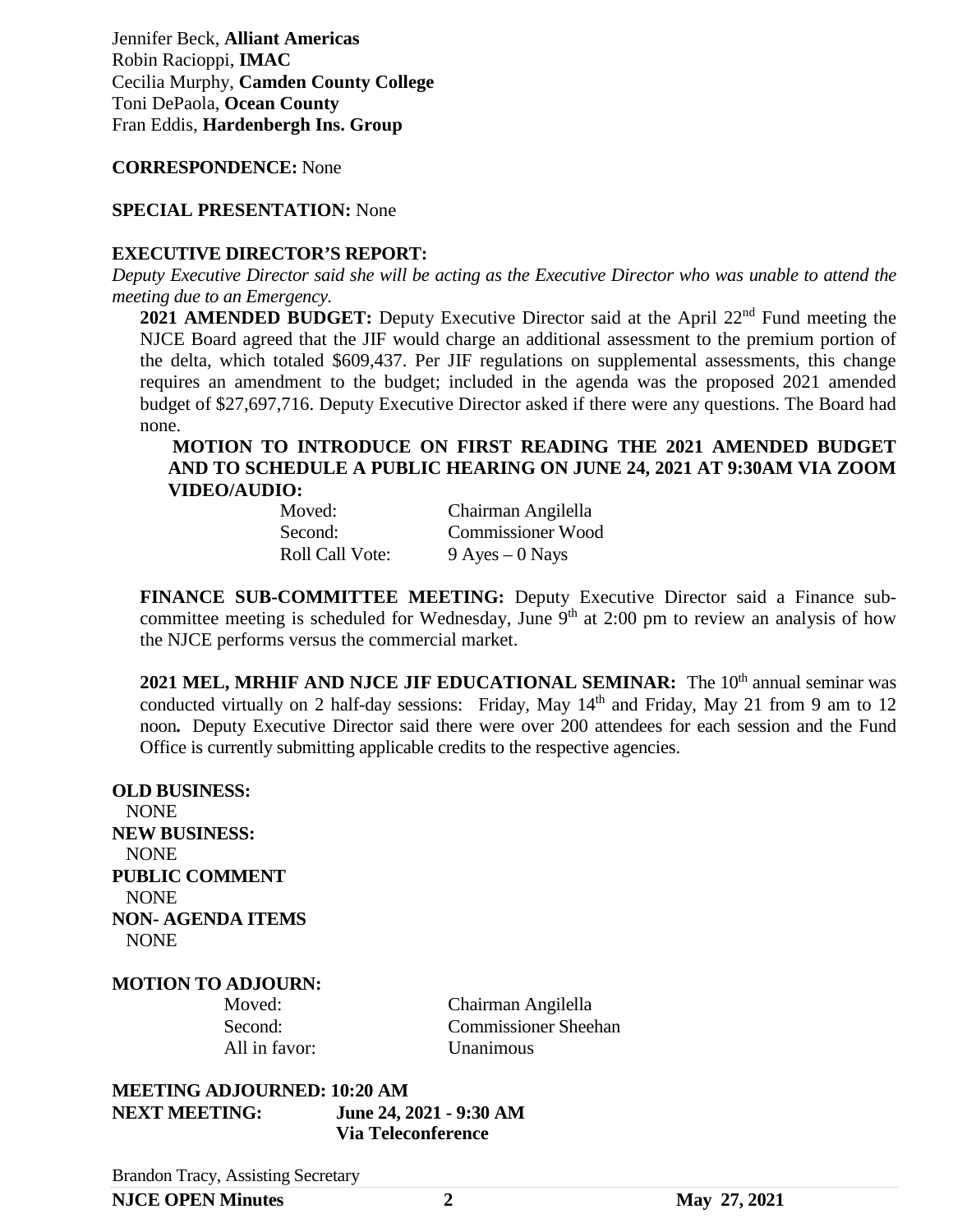Jennifer Beck, **Alliant Americas**
Robin Racioppi, **IMAC**
Cecilia Murphy, **Camden County College**
Toni DePaola, **Ocean County**
Fran Eddis, **Hardenbergh Ins. Group**

**CORRESPONDENCE:** None

**SPECIAL PRESENTATION:** None

**EXECUTIVE DIRECTOR'S REPORT:**

*Deputy Executive Director said she will be acting as the Executive Director who was unable to attend the meeting due to an Emergency.*

**2021 AMENDED BUDGET:** Deputy Executive Director said at the April 22nd Fund meeting the NJCE Board agreed that the JIF would charge an additional assessment to the premium portion of the delta, which totaled $609,437. Per JIF regulations on supplemental assessments, this change requires an amendment to the budget; included in the agenda was the proposed 2021 amended budget of $27,697,716. Deputy Executive Director asked if there were any questions. The Board had none.

**MOTION TO INTRODUCE ON FIRST READING THE 2021 AMENDED BUDGET AND TO SCHEDULE A PUBLIC HEARING ON JUNE 24, 2021 AT 9:30AM VIA ZOOM VIDEO/AUDIO:**

| | |
|---|---|
| Moved: | Chairman Angilella |
| Second: | Commissioner Wood |
| Roll Call Vote: | 9 Ayes – 0 Nays |

**FINANCE SUB-COMMITTEE MEETING:** Deputy Executive Director said a Finance sub-committee meeting is scheduled for Wednesday, June 9th at 2:00 pm to review an analysis of how the NJCE performs versus the commercial market.

**2021 MEL, MRHIF AND NJCE JIF EDUCATIONAL SEMINAR:** The 10th annual seminar was conducted virtually on 2 half-day sessions: Friday, May 14th and Friday, May 21 from 9 am to 12 noon. Deputy Executive Director said there were over 200 attendees for each session and the Fund Office is currently submitting applicable credits to the respective agencies.

**OLD BUSINESS:**
NONE

**NEW BUSINESS:**
NONE

**PUBLIC COMMENT**
NONE

**NON- AGENDA ITEMS**
NONE

**MOTION TO ADJOURN:**

| | |
|---|---|
| Moved: | Chairman Angilella |
| Second: | Commissioner Sheehan |
| All in favor: | Unanimous |

**MEETING ADJOURNED: 10:20 AM**
**NEXT MEETING: June 24, 2021 - 9:30 AM**
**Via Teleconference**

Brandon Tracy, Assisting Secretary